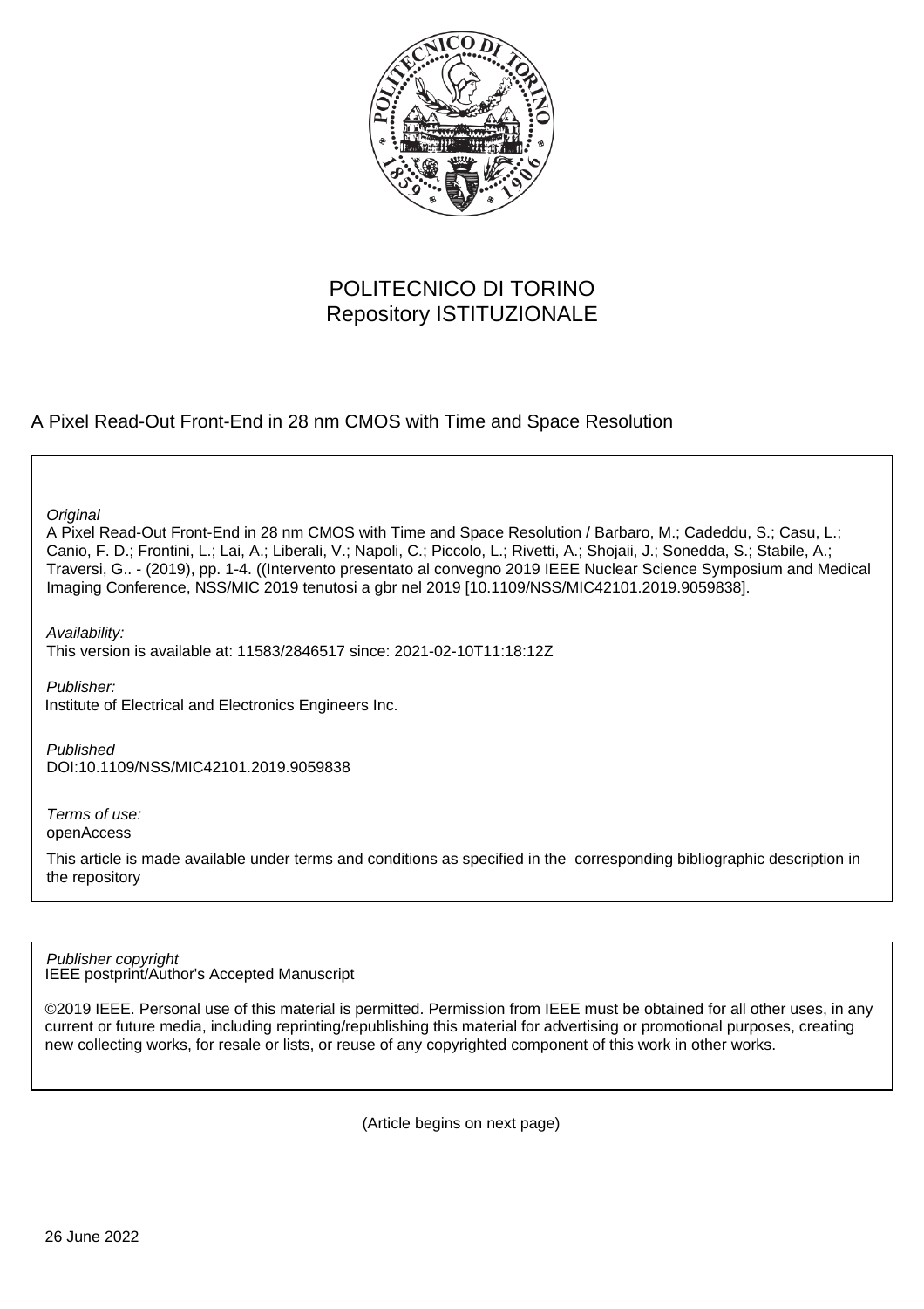POLITECNICO DI TORINO
Repository ISTITUZIONALE

A Pixel Read-Out Front-End in 28 nm CMOS with Time and Space Resolution

*Original*
A Pixel Read-Out Front-End in 28 nm CMOS with Time and Space Resolution / Barbaro, M.; Cadeddu, S.; Casu, L.; Canio, F. D.; Frontini, L.; Lai, A.; Liberali, V.; Napoli, C.; Piccolo, L.; Rivetti, A.; Shojaii, J.; Sonedda, S.; Stabile, A.; Traversi, G.. - (2019), pp. 1-4. ((Intervento presentato al convegno 2019 IEEE Nuclear Science Symposium and Medical Imaging Conference, NSS/MIC 2019 tenutosi a gbr nel 2019 [10.1109/NSS/MIC42101.2019.9059838].

*Availability:*
This version is available at: 11583/2846517 since: 2021-02-10T11:18:12Z

*Publisher:*
Institute of Electrical and Electronics Engineers Inc.

*Published*
DOI:10.1109/NSS/MIC42101.2019.9059838

*Terms of use:*
openAccess

This article is made available under terms and conditions as specified in the corresponding bibliographic description in the repository

*Publisher copyright*
IEEE postprint/Author's Accepted Manuscript

©2019 IEEE. Personal use of this material is permitted. Permission from IEEE must be obtained for all other uses, in any current or future media, including reprinting/republishing this material for advertising or promotional purposes, creating new collecting works, for resale or lists, or reuse of any copyrighted component of this work in other works.

(Article begins on next page)

26 June 2022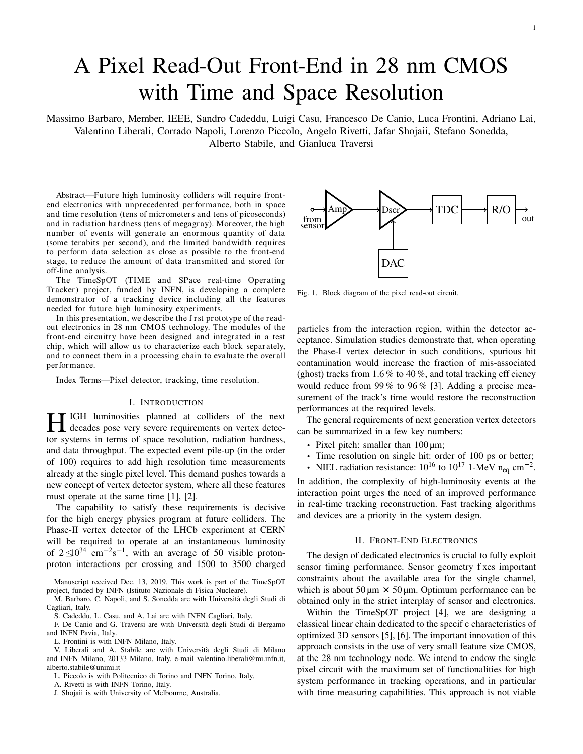# A Pixel Read-Out Front-End in 28 nm CMOS with Time and Space Resolution

Massimo Barbaro, Member, IEEE, Sandro Cadeddu, Luigi Casu, Francesco De Canio, Luca Frontini, Adriano Lai, Valentino Liberali, Corrado Napoli, Lorenzo Piccolo, Angelo Rivetti, Jafar Shojaii, Stefano Sonedda, Alberto Stabile, and Gianluca Traversi

*Abstract*—Future high luminosity colliders will require front-end electronics with unprecedented performance, both in space and time resolution (tens of micrometers and tens of picoseconds) and in radiation hardness (tens of megagray). Moreover, the high number of events will generate an enormous quantity of data (some terabits per second), and the limited bandwidth requires to perform data selection as close as possible to the front-end stage, to reduce the amount of data transmitted and stored for off-line analysis.

The TimeSpOT (TIME and SPace real-time Operating Tracker) project, funded by INFN, is developing a complete demonstrator of a tracking device including all the features needed for future high luminosity experiments.

In this presentation, we describe the first prototype of the read-out electronics in 28 nm CMOS technology. The modules of the front-end circuitry have been designed and integrated in a test chip, which will allow us to characterize each block separately, and to connect them in a processing chain to evaluate the overall performance.

*Index Terms*—Pixel detector, tracking, time resolution.

## I. Introduction

High luminosities planned at colliders of the next decades pose very severe requirements on vertex detector systems in terms of space resolution, radiation hardness, and data throughput. The expected event pile-up (in the order of 100) requires to add high resolution time measurements already at the single pixel level. This demand pushes towards a new concept of vertex detector system, where all these features must operate at the same time [1], [2].

The capability to satisfy these requirements is decisive for the high energy physics program at future colliders. The Phase-II vertex detector of the LHCb experiment at CERN will be required to operate at an instantaneous luminosity of $2 \times 10^{34}$ $\text{cm}^{-2}\text{s}^{-1}$, with an average of 50 visible proton-proton interactions per crossing and 1500 to 3500 charged particles from the interaction region, within the detector acceptance. Simulation studies demonstrate that, when operating the Phase-I vertex detector in such conditions, spurious hit contamination would increase the fraction of mis-associated (ghost) tracks from 1.6 % to 40 %, and total tracking efficiency would reduce from 99 % to 96 % [3]. Adding a precise measurement of the track's time would restore the reconstruction performances at the required levels.

Manuscript received Dec. 13, 2019. This work is part of the TimeSpOT project, funded by INFN (Istituto Nazionale di Fisica Nucleare).

M. Barbaro, C. Napoli, and S. Sonedda are with Università degli Studi di Cagliari, Italy.

S. Cadeddu, L. Casu, and A. Lai are with INFN Cagliari, Italy.

F. De Canio and G. Traversi are with Università degli Studi di Bergamo and INFN Pavia, Italy.

L. Frontini is with INFN Milano, Italy.

V. Liberali and A. Stabile are with Università degli Studi di Milano and INFN Milano, 20133 Milano, Italy, e-mail valentino.liberali@mi.infn.it, alberto.stabile@unimi.it

L. Piccolo is with Politecnico di Torino and INFN Torino, Italy.

A. Rivetti is with INFN Torino, Italy.

J. Shojaii is with University of Melbourne, Australia.

Fig. 1. Block diagram of the pixel read-out circuit.

The general requirements of next generation vertex detectors can be summarized in a few key numbers:

- Pixel pitch: smaller than 100 µm;
- Time resolution on single hit: order of 100 ps or better;
- NIEL radiation resistance: $10^{16}$ to $10^{17}$ 1-MeV $\text{n}_{\text{eq}}$ $\text{cm}^{-2}$.

In addition, the complexity of high-luminosity events at the interaction point urges the need of an improved performance in real-time tracking reconstruction. Fast tracking algorithms and devices are a priority in the system design.

## II. Front-End Electronics

The design of dedicated electronics is crucial to fully exploit sensor timing performance. Sensor geometry fixes important constraints about the available area for the single channel, which is about 50 µm × 50 µm. Optimum performance can be obtained only in the strict interplay of sensor and electronics.

Within the TimeSpOT project [4], we are designing a classical linear chain dedicated to the specific characteristics of optimized 3D sensors [5], [6]. The important innovation of this approach consists in the use of very small feature size CMOS, at the 28 nm technology node. We intend to endow the single pixel circuit with the maximum set of functionalities for high system performance in tracking operations, and in particular with time measuring capabilities. This approach is not viable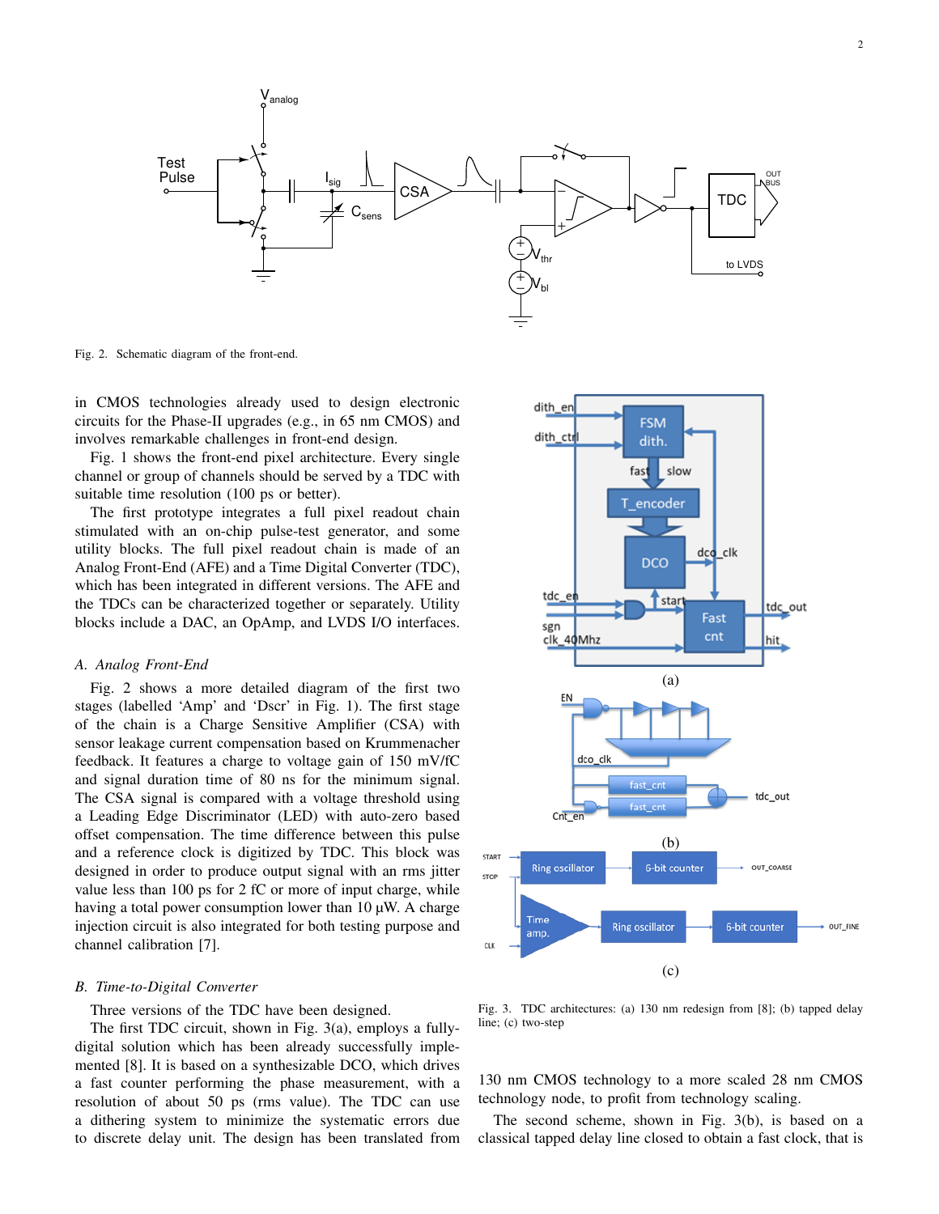Fig. 2. Schematic diagram of the front-end.

in CMOS technologies already used to design electronic circuits for the Phase-II upgrades (e.g., in 65 nm CMOS) and involves remarkable challenges in front-end design.

Fig. 1 shows the front-end pixel architecture. Every single channel or group of channels should be served by a TDC with suitable time resolution (100 ps or better).

The first prototype integrates a full pixel readout chain stimulated with an on-chip pulse-test generator, and some utility blocks. The full pixel readout chain is made of an Analog Front-End (AFE) and a Time Digital Converter (TDC), which has been integrated in different versions. The AFE and the TDCs can be characterized together or separately. Utility blocks include a DAC, an OpAmp, and LVDS I/O interfaces.

### A. Analog Front-End

Fig. 2 shows a more detailed diagram of the first two stages (labelled 'Amp' and 'Dscr' in Fig. 1). The first stage of the chain is a Charge Sensitive Amplifier (CSA) with sensor leakage current compensation based on Krummenacher feedback. It features a charge to voltage gain of 150 mV/fC and signal duration time of 80 ns for the minimum signal. The CSA signal is compared with a voltage threshold using a Leading Edge Discriminator (LED) with auto-zero based offset compensation. The time difference between this pulse and a reference clock is digitized by TDC. This block was designed in order to produce output signal with an rms jitter value less than 100 ps for 2 fC or more of input charge, while having a total power consumption lower than 10 μW. A charge injection circuit is also integrated for both testing purpose and channel calibration [7].

### B. Time-to-Digital Converter

Three versions of the TDC have been designed.

The first TDC circuit, shown in Fig. 3(a), employs a fully-digital solution which has been already successfully implemented [8]. It is based on a synthesizable DCO, which drives a fast counter performing the phase measurement, with a resolution of about 50 ps (rms value). The TDC can use a dithering system to minimize the systematic errors due to discrete delay unit. The design has been translated from 130 nm CMOS technology to a more scaled 28 nm CMOS technology node, to profit from technology scaling.

Fig. 3. TDC architectures: (a) 130 nm redesign from [8]; (b) tapped delay line; (c) two-step

The second scheme, shown in Fig. 3(b), is based on a classical tapped delay line closed to obtain a fast clock, that is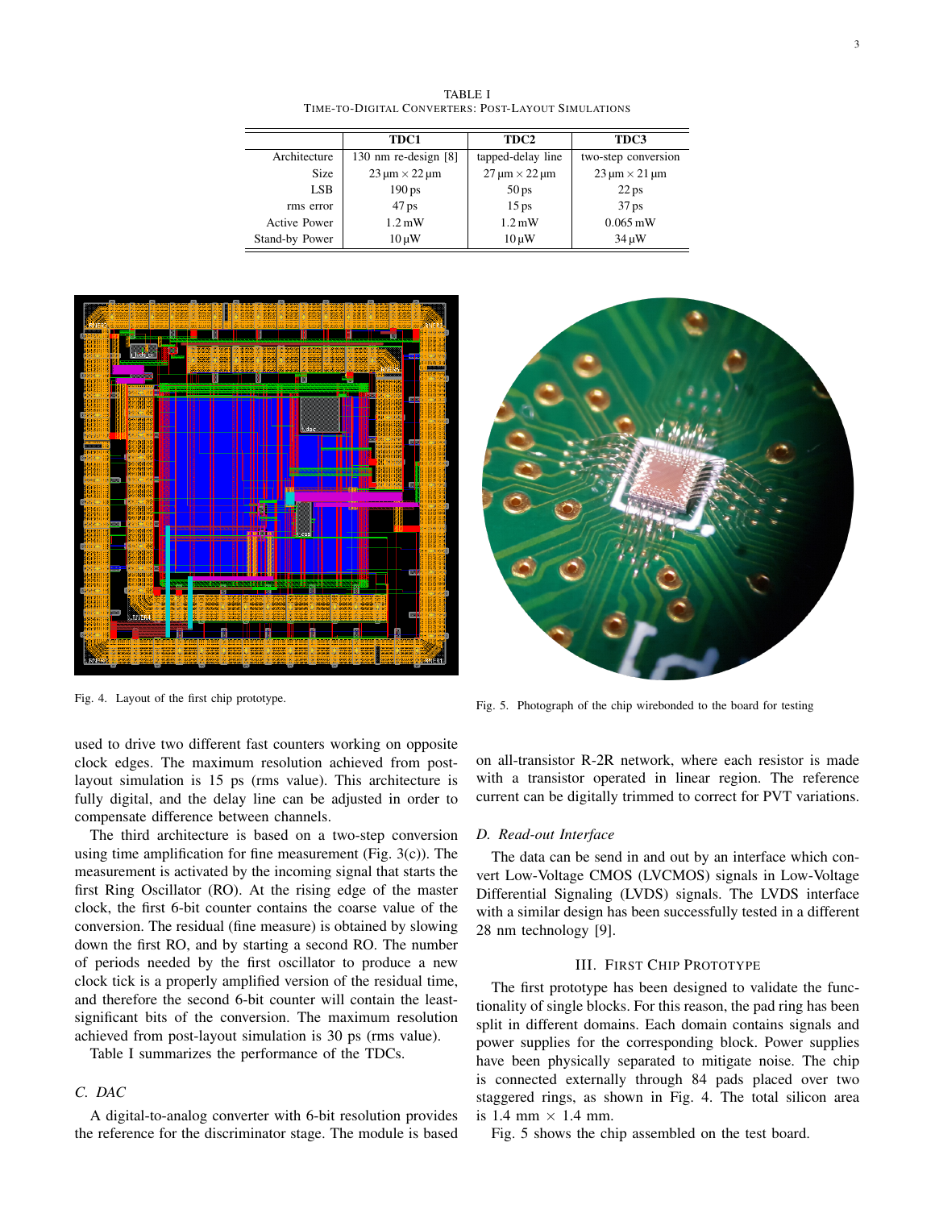TABLE I
TIME-TO-DIGITAL CONVERTERS: POST-LAYOUT SIMULATIONS

| | TDC1 | TDC2 | TDC3 |
|---|---|---|---|
| Architecture | 130 nm re-design [8] | tapped-delay line | two-step conversion |
| Size | 23 µm × 22 µm | 27 µm × 22 µm | 23 µm × 21 µm |
| LSB | 190 ps | 50 ps | 22 ps |
| rms error | 47 ps | 15 ps | 37 ps |
| Active Power | 1.2 mW | 1.2 mW | 0.065 mW |
| Stand-by Power | 10 µW | 10 µW | 34 µW |

Fig. 4. Layout of the first chip prototype.

Fig. 5. Photograph of the chip wirebonded to the board for testing

used to drive two different fast counters working on opposite clock edges. The maximum resolution achieved from post-layout simulation is 15 ps (rms value). This architecture is fully digital, and the delay line can be adjusted in order to compensate difference between channels.

The third architecture is based on a two-step conversion using time amplification for fine measurement (Fig. 3(c)). The measurement is activated by the incoming signal that starts the first Ring Oscillator (RO). At the rising edge of the master clock, the first 6-bit counter contains the coarse value of the conversion. The residual (fine measure) is obtained by slowing down the first RO, and by starting a second RO. The number of periods needed by the first oscillator to produce a new clock tick is a properly amplified version of the residual time, and therefore the second 6-bit counter will contain the least-significant bits of the conversion. The maximum resolution achieved from post-layout simulation is 30 ps (rms value).

Table I summarizes the performance of the TDCs.

### C. DAC

A digital-to-analog converter with 6-bit resolution provides the reference for the discriminator stage. The module is based on all-transistor R-2R network, where each resistor is made with a transistor operated in linear region. The reference current can be digitally trimmed to correct for PVT variations.

### D. Read-out Interface

The data can be send in and out by an interface which convert Low-Voltage CMOS (LVCMOS) signals in Low-Voltage Differential Signaling (LVDS) signals. The LVDS interface with a similar design has been successfully tested in a different 28 nm technology [9].

## III. FIRST CHIP PROTOTYPE

The first prototype has been designed to validate the functionality of single blocks. For this reason, the pad ring has been split in different domains. Each domain contains signals and power supplies for the corresponding block. Power supplies have been physically separated to mitigate noise. The chip is connected externally through 84 pads placed over two staggered rings, as shown in Fig. 4. The total silicon area is 1.4 mm × 1.4 mm.

Fig. 5 shows the chip assembled on the test board.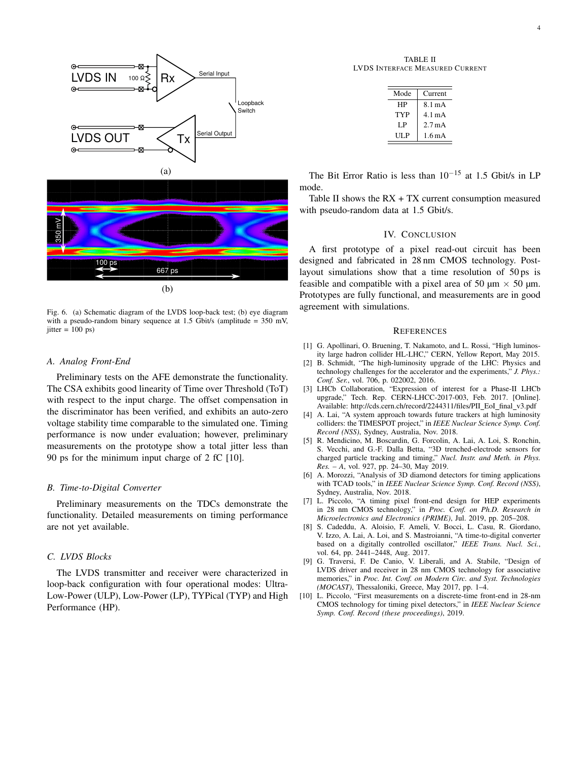LVDS IN

100 Ω

Rx

Serial Input

Loopback Switch

LVDS OUT

Tx

Serial Output

(a)

350 mV

100 ps

667 ps

(b)

Fig. 6. (a) Schematic diagram of the LVDS loop-back test; (b) eye diagram with a pseudo-random binary sequence at 1.5 Gbit/s (amplitude = 350 mV, jitter = 100 ps)

### A. Analog Front-End

Preliminary tests on the AFE demonstrate the functionality. The CSA exhibits good linearity of Time over Threshold (ToT) with respect to the input charge. The offset compensation in the discriminator has been verified, and exhibits an auto-zero voltage stability time comparable to the simulated one. Timing performance is now under evaluation; however, preliminary measurements on the prototype show a total jitter less than 90 ps for the minimum input charge of 2 fC [10].

### B. Time-to-Digital Converter

Preliminary measurements on the TDCs demonstrate the functionality. Detailed measurements on timing performance are not yet available.

### C. LVDS Blocks

The LVDS transmitter and receiver were characterized in loop-back configuration with four operational modes: Ultra-Low-Power (ULP), Low-Power (LP), TYPical (TYP) and High Performance (HP).

TABLE II
LVDS INTERFACE MEASURED CURRENT

| Mode | Current |
|---|---|
| HP | 8.1 mA |
| TYP | 4.1 mA |
| LP | 2.7 mA |
| ULP | 1.6 mA |

The Bit Error Ratio is less than $10^{-15}$ at 1.5 Gbit/s in LP mode.

Table II shows the RX + TX current consumption measured with pseudo-random data at 1.5 Gbit/s.

## IV. CONCLUSION

A first prototype of a pixel read-out circuit has been designed and fabricated in 28 nm CMOS technology. Post-layout simulations show that a time resolution of 50 ps is feasible and compatible with a pixel area of 50 µm × 50 µm. Prototypes are fully functional, and measurements are in good agreement with simulations.

## REFERENCES

[1] G. Apollinari, O. Bruening, T. Nakamoto, and L. Rossi, "High luminosity large hadron collider HL-LHC," CERN, Yellow Report, May 2015.

[2] B. Schmidt, "The high-luminosity upgrade of the LHC: Physics and technology challenges for the accelerator and the experiments," *J. Phys.: Conf. Ser.*, vol. 706, p. 022002, 2016.

[3] LHCb Collaboration, "Expression of interest for a Phase-II LHCb upgrade," Tech. Rep. CERN-LHCC-2017-003, Feb. 2017. [Online]. Available: http://cds.cern.ch/record/2244311/files/PII_EoI_final_v3.pdf

[4] A. Lai, "A system approach towards future trackers at high luminosity colliders: the TIMESPOT project," in *IEEE Nuclear Science Symp. Conf. Record (NSS)*, Sydney, Australia, Nov. 2018.

[5] R. Mendicino, M. Boscardin, G. Forcolin, A. Lai, A. Loi, S. Ronchin, S. Vecchi, and G.-F. Dalla Betta, "3D trenched-electrode sensors for charged particle tracking and timing," *Nucl. Instr. and Meth. in Phys. Res. – A*, vol. 927, pp. 24–30, May 2019.

[6] A. Morozzi, "Analysis of 3D diamond detectors for timing applications with TCAD tools," in *IEEE Nuclear Science Symp. Conf. Record (NSS)*, Sydney, Australia, Nov. 2018.

[7] L. Piccolo, "A timing pixel front-end design for HEP experiments in 28 nm CMOS technology," in *Proc. Conf. on Ph.D. Research in Microelectronics and Electronics (PRIME)*, Jul. 2019, pp. 205–208.

[8] S. Cadeddu, A. Aloisio, F. Ameli, V. Bocci, L. Casu, R. Giordano, V. Izzo, A. Lai, A. Loi, and S. Mastroianni, "A time-to-digital converter based on a digitally controlled oscillator," *IEEE Trans. Nucl. Sci.*, vol. 64, pp. 2441–2448, Aug. 2017.

[9] G. Traversi, F. De Canio, V. Liberali, and A. Stabile, "Design of LVDS driver and receiver in 28 nm CMOS technology for associative memories," in *Proc. Int. Conf. on Modern Circ. and Syst. Technologies (MOCAST)*, Thessaloniki, Greece, May 2017, pp. 1–4.

[10] L. Piccolo, "First measurements on a discrete-time front-end in 28-nm CMOS technology for timing pixel detectors," in *IEEE Nuclear Science Symp. Conf. Record (these proceedings)*, 2019.